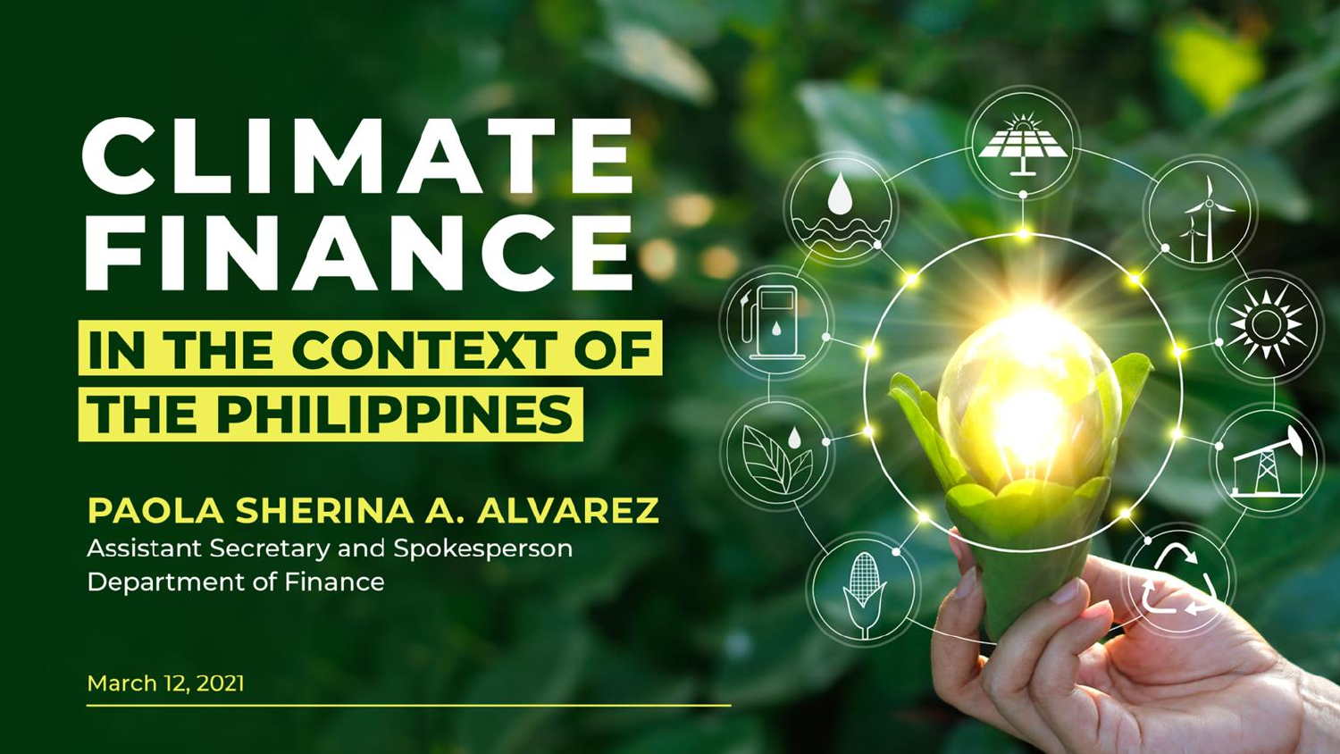# CLIMATE FINANCE

## IN THE CONTEXT OF THE PHILIPPINES

**PAOLA SHERINA A. ALVAREZ**

Assistant Secretary and Spokesperson
Department of Finance

March 12, 2021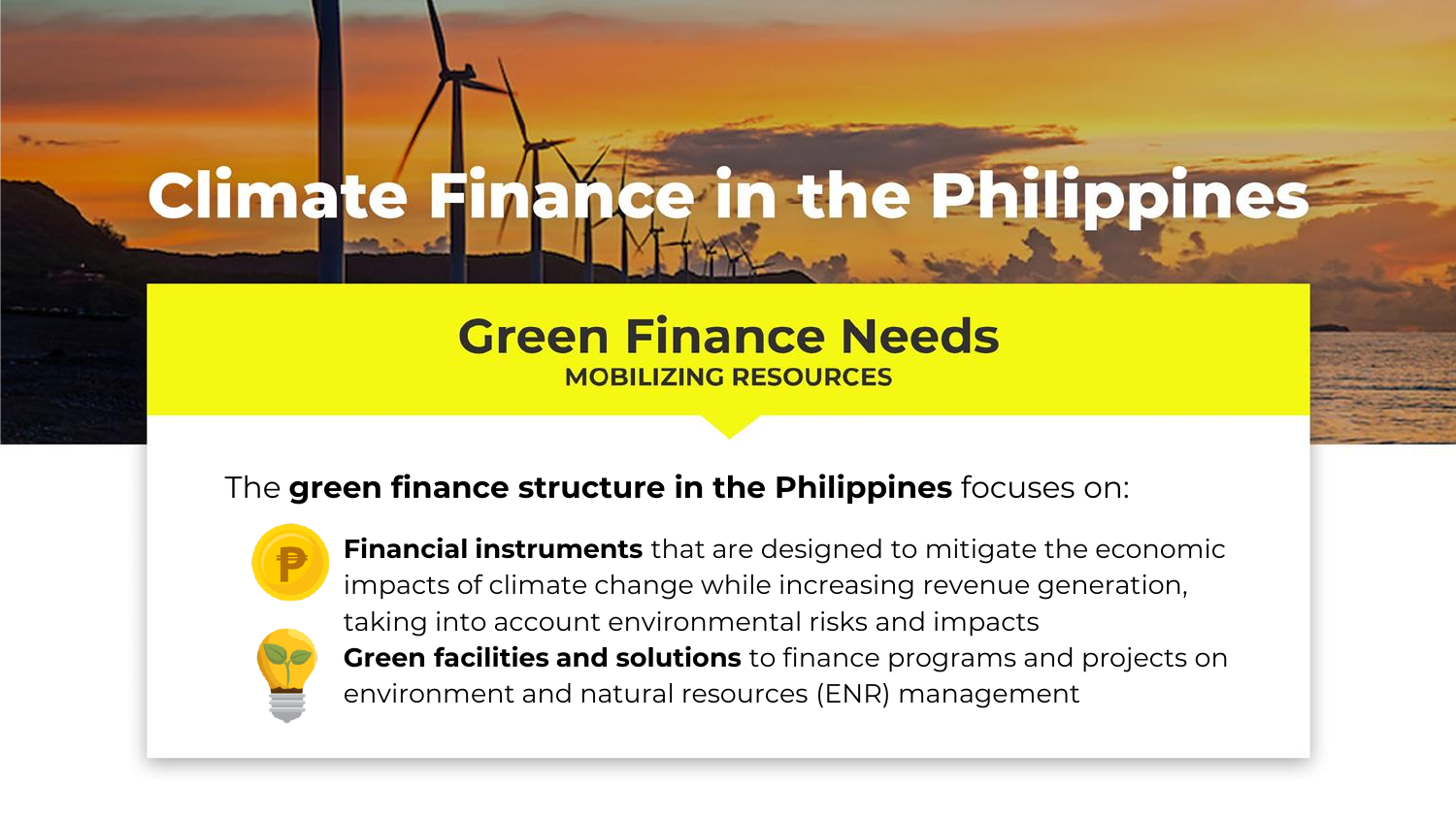# Climate Finance in the Philippines

## Green Finance Needs

**MOBILIZING RESOURCES**

The **green finance structure in the Philippines** focuses on:

- **Financial instruments** that are designed to mitigate the economic impacts of climate change while increasing revenue generation, taking into account environmental risks and impacts
- **Green facilities and solutions** to finance programs and projects on environment and natural resources (ENR) management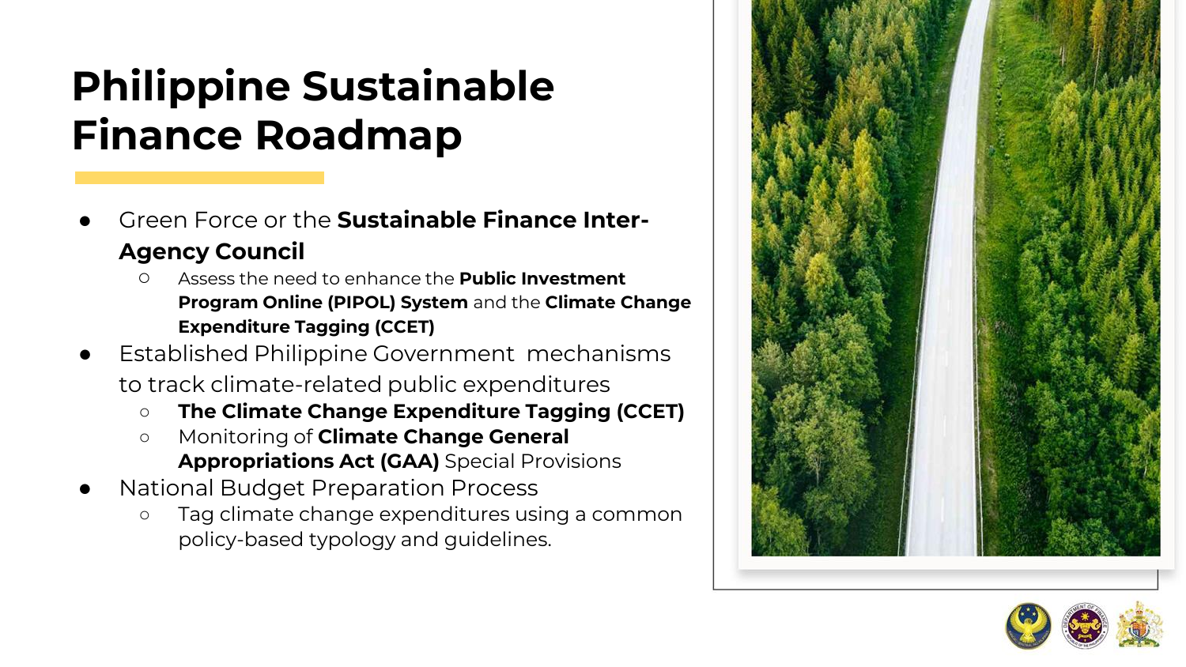# Philippine Sustainable Finance Roadmap

- Green Force or the **Sustainable Finance Inter-Agency Council**
  - Assess the need to enhance the **Public Investment Program Online (PIPOL) System** and the **Climate Change Expenditure Tagging (CCET)**
- Established Philippine Government mechanisms to track climate-related public expenditures
  - **The Climate Change Expenditure Tagging (CCET)**
  - Monitoring of **Climate Change General Appropriations Act (GAA)** Special Provisions
- National Budget Preparation Process
  - Tag climate change expenditures using a common policy-based typology and guidelines.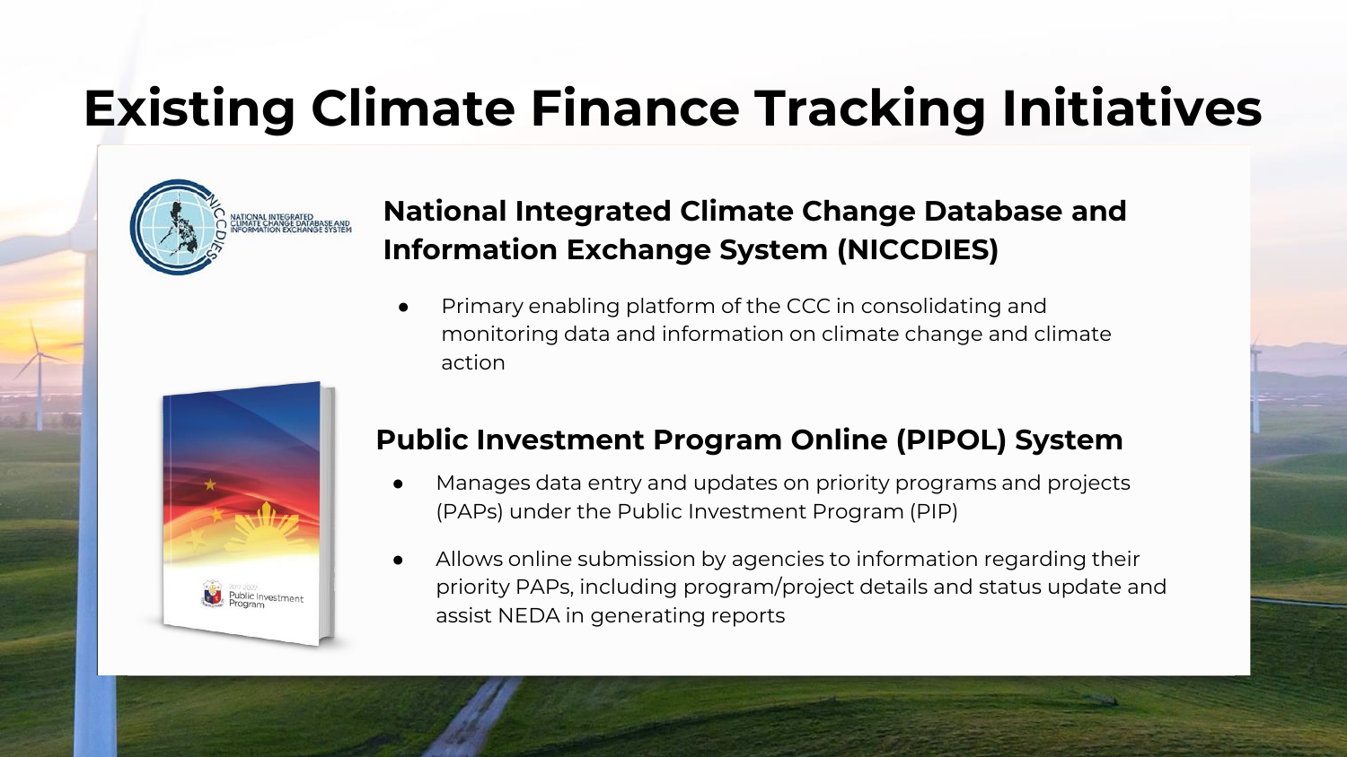# Existing Climate Finance Tracking Initiatives

## National Integrated Climate Change Database and Information Exchange System (NICCDIES)

- Primary enabling platform of the CCC in consolidating and monitoring data and information on climate change and climate action

## Public Investment Program Online (PIPOL) System

- Manages data entry and updates on priority programs and projects (PAPs) under the Public Investment Program (PIP)
- Allows online submission by agencies to information regarding their priority PAPs, including program/project details and status update and assist NEDA in generating reports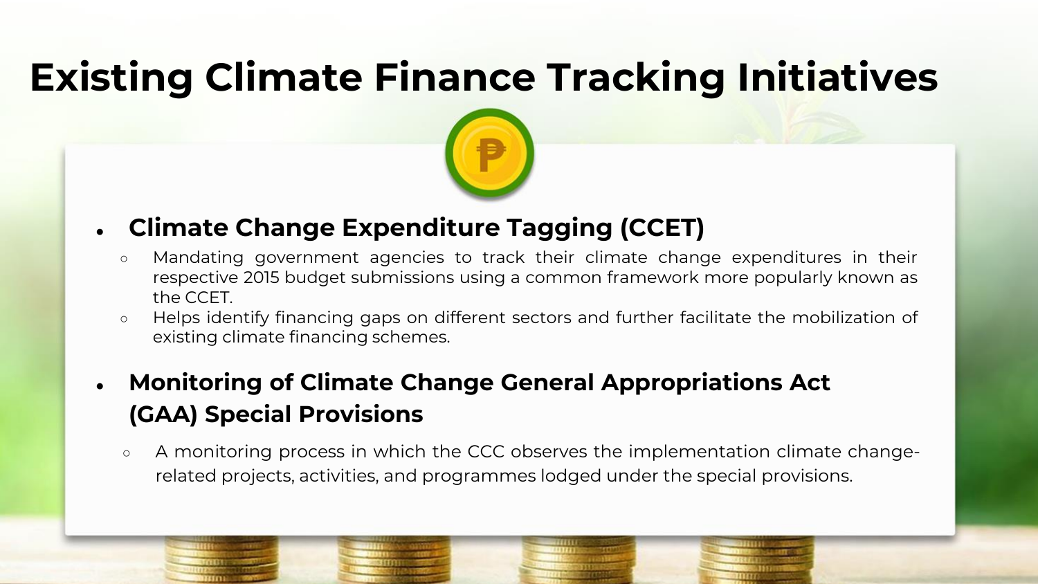# Existing Climate Finance Tracking Initiatives

- **Climate Change Expenditure Tagging (CCET)**
  - Mandating government agencies to track their climate change expenditures in their respective 2015 budget submissions using a common framework more popularly known as the CCET.
  - Helps identify financing gaps on different sectors and further facilitate the mobilization of existing climate financing schemes.

- **Monitoring of Climate Change General Appropriations Act (GAA) Special Provisions**
  - A monitoring process in which the CCC observes the implementation climate change-related projects, activities, and programmes lodged under the special provisions.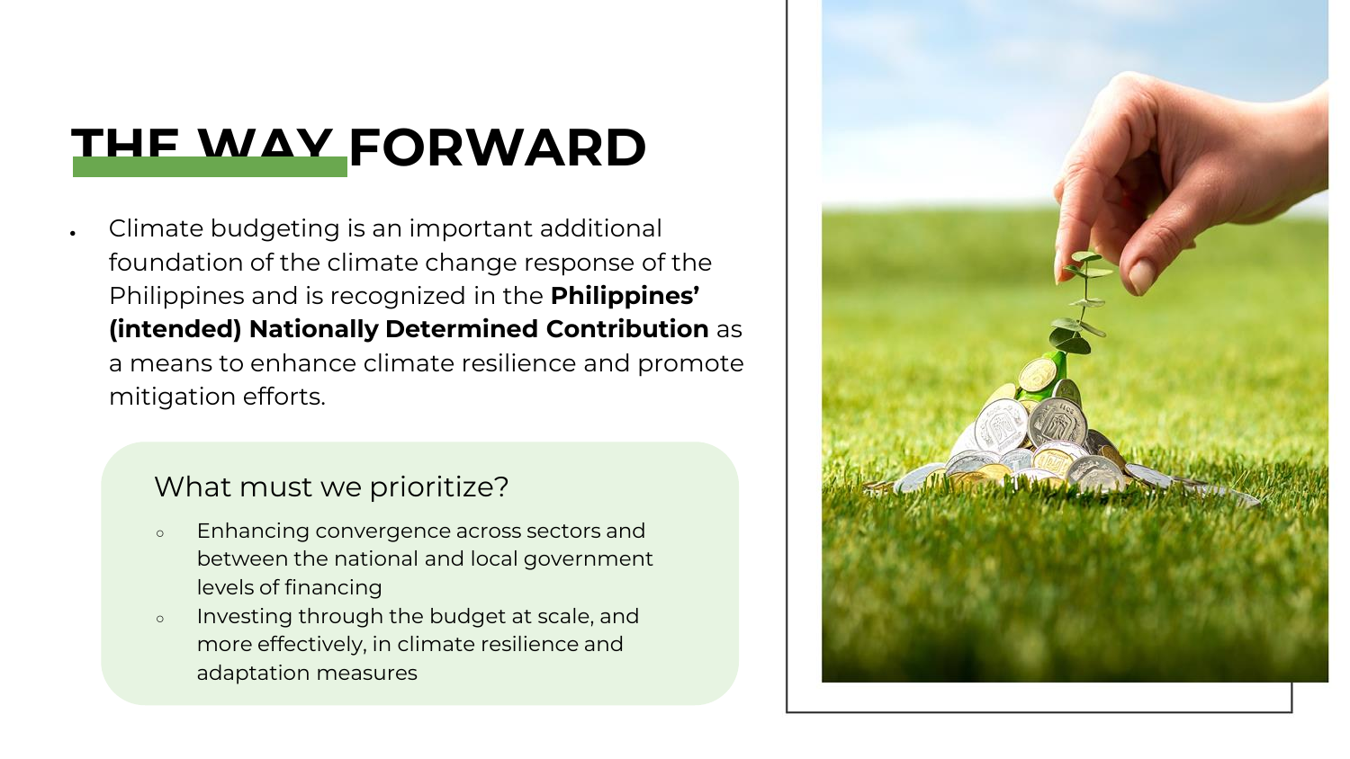# THE WAY FORWARD

- Climate budgeting is an important additional foundation of the climate change response of the Philippines and is recognized in the **Philippines' (intended) Nationally Determined Contribution** as a means to enhance climate resilience and promote mitigation efforts.

What must we prioritize?

- Enhancing convergence across sectors and between the national and local government levels of financing
- Investing through the budget at scale, and more effectively, in climate resilience and adaptation measures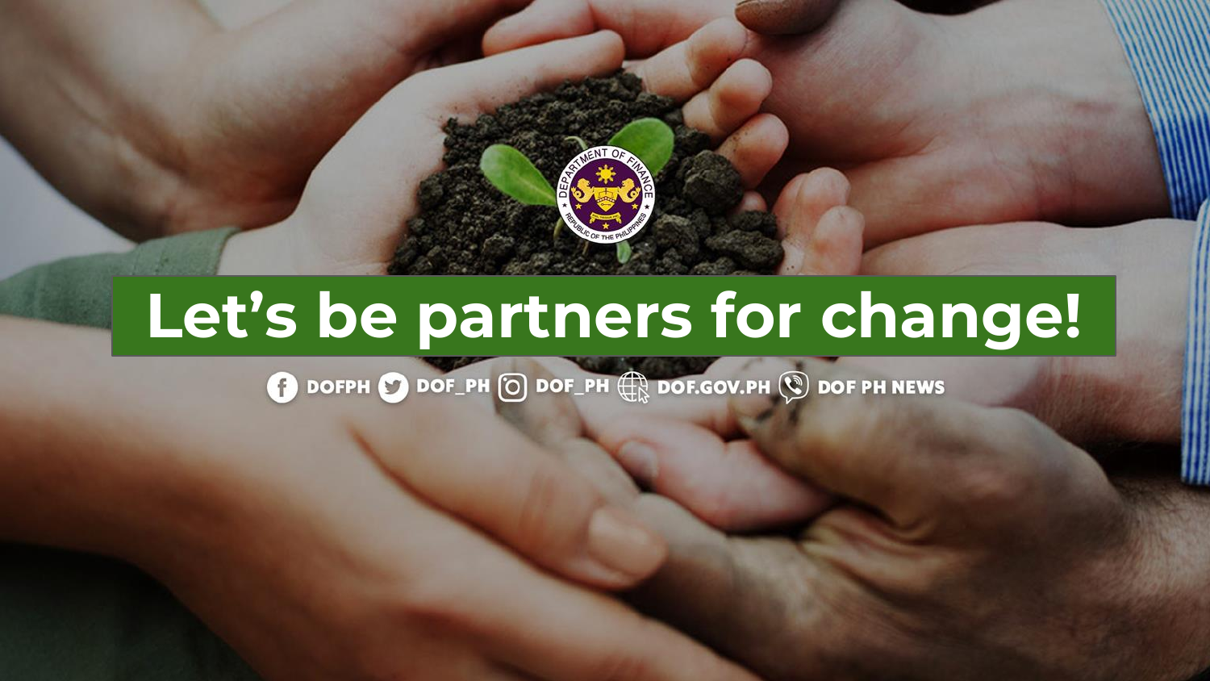# Let’s be partners for change!

DOFPH DOF_PH DOF_PH DOF.GOV.PH DOF PH NEWS